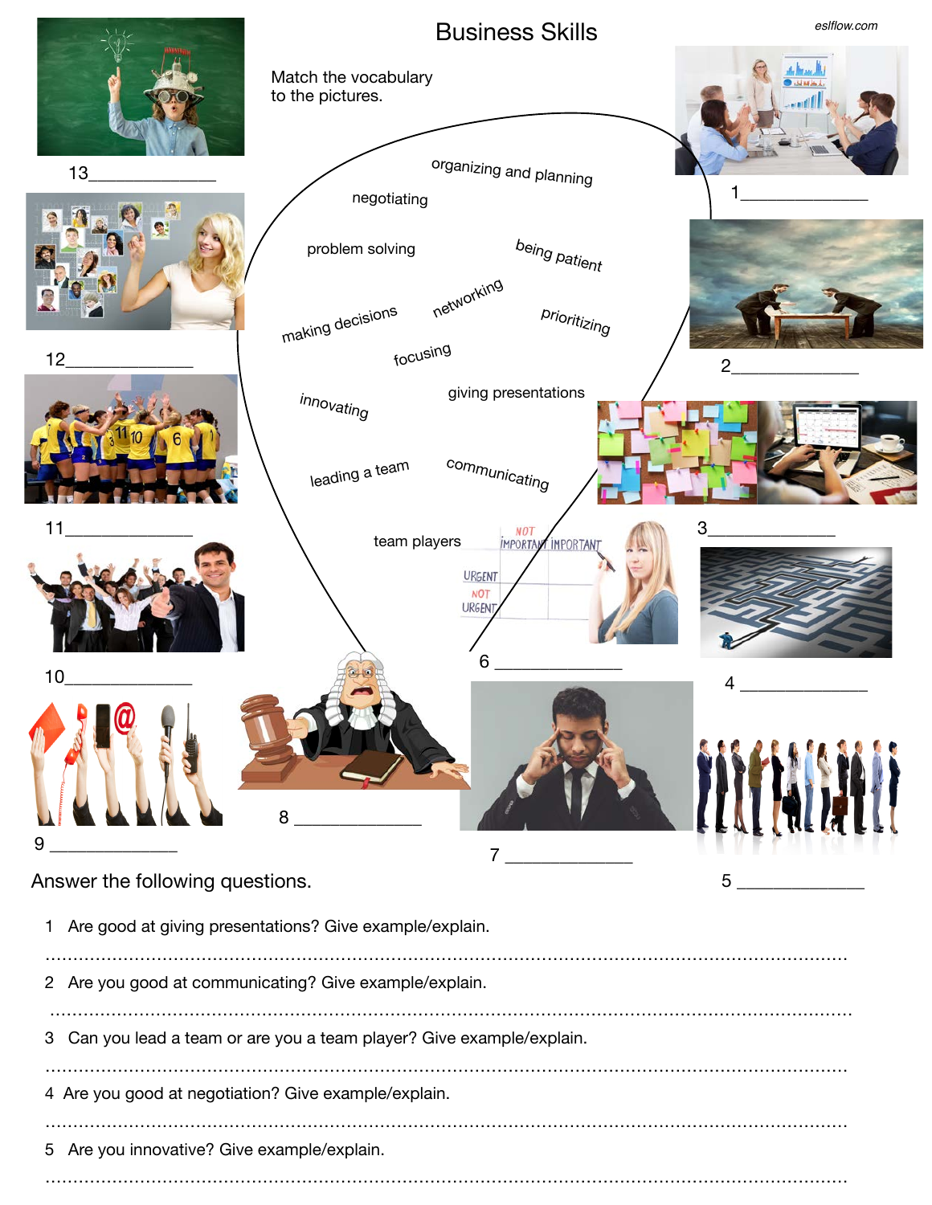# Business Skills

eslflow.com

Match the vocabulary to the pictures.

- organizing and planning
- negotiating
- problem solving
- being patient
- making decisions
- networking
- prioritizing
- focusing
- innovating
- giving presentations
- leading a team
- communicating
- team players

1 ______________

2 ______________

3 ______________

4 ______________

5 ______________

6 ______________

7 ______________

8 ______________

9 ______________

10 ______________

11 ______________

12 ______________

13 ______________

## Answer the following questions.

1 Are good at giving presentations? Give example/explain.

.............................................................................................................................................

2 Are you good at communicating? Give example/explain.

.............................................................................................................................................

3 Can you lead a team or are you a team player? Give example/explain.

.............................................................................................................................................

4 Are you good at negotiation? Give example/explain.

.............................................................................................................................................

5 Are you innovative? Give example/explain.

.............................................................................................................................................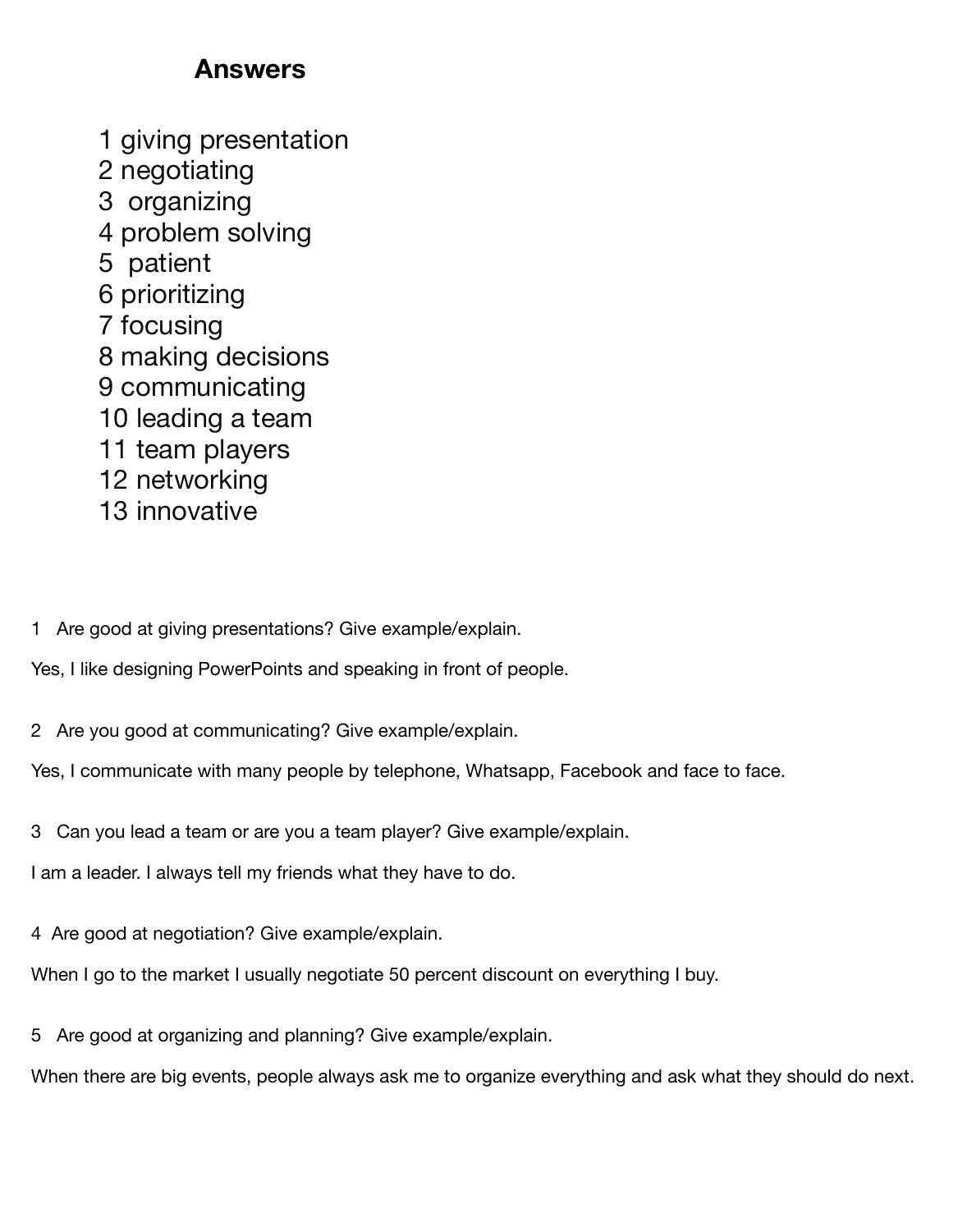## Answers

1 giving presentation
2 negotiating
3 organizing
4 problem solving
5 patient
6 prioritizing
7 focusing
8 making decisions
9 communicating
10 leading a team
11 team players
12 networking
13 innovative

1 Are good at giving presentations? Give example/explain.

Yes, I like designing PowerPoints and speaking in front of people.

2 Are you good at communicating? Give example/explain.

Yes, I communicate with many people by telephone, Whatsapp, Facebook and face to face.

3 Can you lead a team or are you a team player? Give example/explain.

I am a leader. I always tell my friends what they have to do.

4 Are good at negotiation? Give example/explain.

When I go to the market I usually negotiate 50 percent discount on everything I buy.

5 Are good at organizing and planning? Give example/explain.

When there are big events, people always ask me to organize everything and ask what they should do next.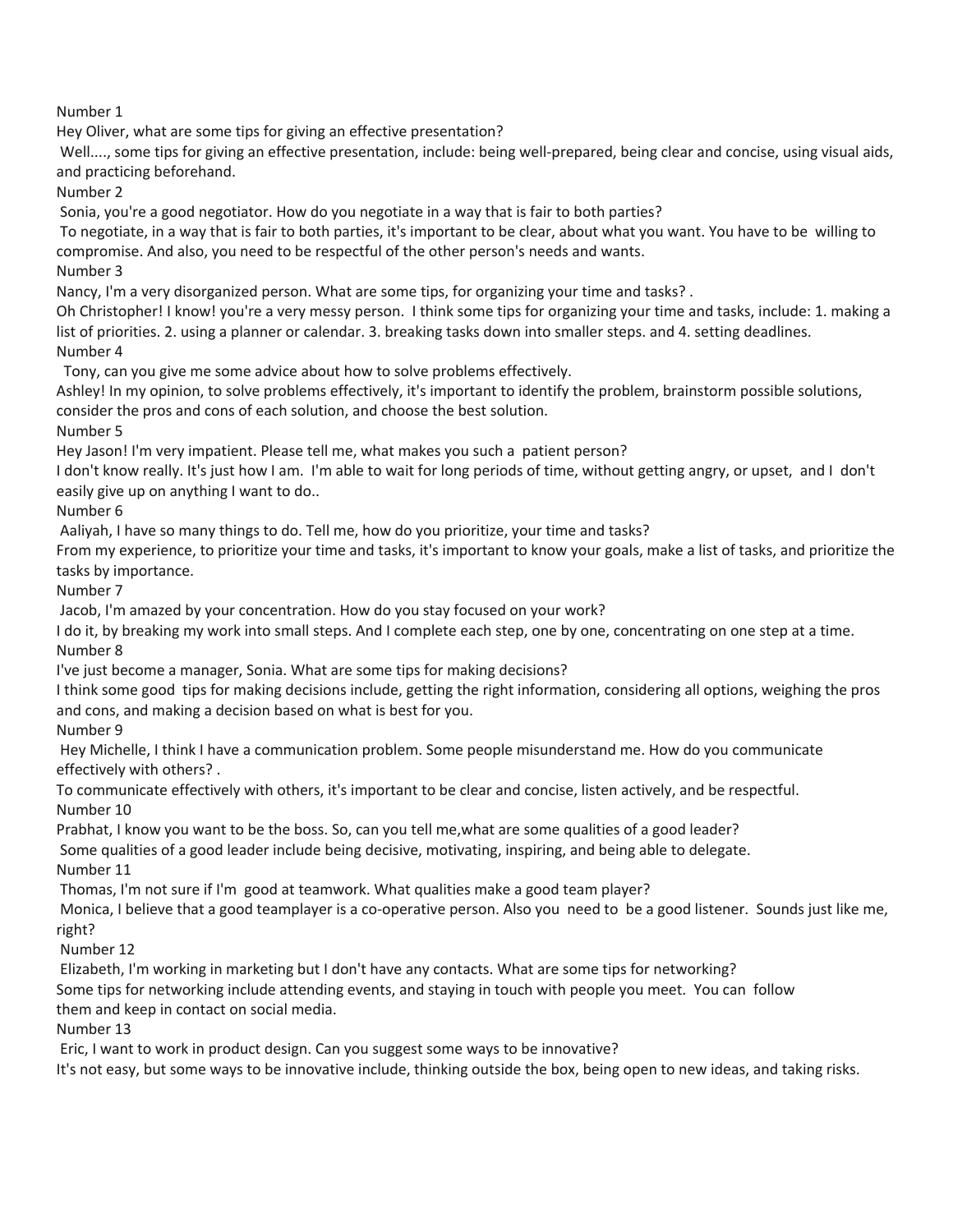Number 1

Hey Oliver, what are some tips for giving an effective presentation?

Well...., some tips for giving an effective presentation, include: being well-prepared, being clear and concise, using visual aids, and practicing beforehand.

Number 2

Sonia, you're a good negotiator. How do you negotiate in a way that is fair to both parties?

To negotiate, in a way that is fair to both parties, it's important to be clear, about what you want. You have to be willing to compromise. And also, you need to be respectful of the other person's needs and wants.

Number 3

Nancy, I'm a very disorganized person. What are some tips, for organizing your time and tasks? .

Oh Christopher! I know! you're a very messy person. I think some tips for organizing your time and tasks, include: 1. making a list of priorities. 2. using a planner or calendar. 3. breaking tasks down into smaller steps. and 4. setting deadlines.

Number 4

Tony, can you give me some advice about how to solve problems effectively.

Ashley! In my opinion, to solve problems effectively, it's important to identify the problem, brainstorm possible solutions, consider the pros and cons of each solution, and choose the best solution.

Number 5

Hey Jason! I'm very impatient. Please tell me, what makes you such a patient person?

I don't know really. It's just how I am. I'm able to wait for long periods of time, without getting angry, or upset, and I don't easily give up on anything I want to do..

Number 6

Aaliyah, I have so many things to do. Tell me, how do you prioritize, your time and tasks?

From my experience, to prioritize your time and tasks, it's important to know your goals, make a list of tasks, and prioritize the tasks by importance.

Number 7

Jacob, I'm amazed by your concentration. How do you stay focused on your work?

I do it, by breaking my work into small steps. And I complete each step, one by one, concentrating on one step at a time.

Number 8

I've just become a manager, Sonia. What are some tips for making decisions?

I think some good tips for making decisions include, getting the right information, considering all options, weighing the pros and cons, and making a decision based on what is best for you.

Number 9

Hey Michelle, I think I have a communication problem. Some people misunderstand me. How do you communicate effectively with others? .

To communicate effectively with others, it's important to be clear and concise, listen actively, and be respectful.

Number 10

Prabhat, I know you want to be the boss. So, can you tell me,what are some qualities of a good leader?

Some qualities of a good leader include being decisive, motivating, inspiring, and being able to delegate.

Number 11

Thomas, I'm not sure if I'm good at teamwork. What qualities make a good team player?

Monica, I believe that a good teamplayer is a co-operative person. Also you need to be a good listener. Sounds just like me, right?

Number 12

Elizabeth, I'm working in marketing but I don't have any contacts. What are some tips for networking?

Some tips for networking include attending events, and staying in touch with people you meet. You can follow them and keep in contact on social media.

Number 13

Eric, I want to work in product design. Can you suggest some ways to be innovative?

It's not easy, but some ways to be innovative include, thinking outside the box, being open to new ideas, and taking risks.